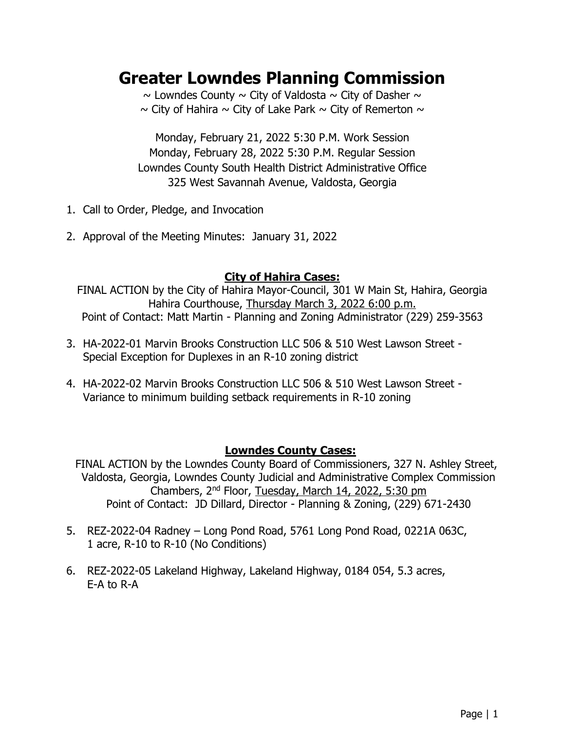# Greater Lowndes Planning Commission

~ Lowndes County ~ City of Valdosta ~ City of Dasher ~
~ City of Hahira ~ City of Lake Park ~ City of Remerton ~

Monday, February 21, 2022 5:30 P.M. Work Session
Monday, February 28, 2022 5:30 P.M. Regular Session
Lowndes County South Health District Administrative Office
325 West Savannah Avenue, Valdosta, Georgia

1. Call to Order, Pledge, and Invocation

2. Approval of the Meeting Minutes: January 31, 2022

## City of Hahira Cases:

FINAL ACTION by the City of Hahira Mayor-Council, 301 W Main St, Hahira, Georgia
Hahira Courthouse, Thursday March 3, 2022 6:00 p.m.
Point of Contact: Matt Martin - Planning and Zoning Administrator (229) 259-3563

3. HA-2022-01 Marvin Brooks Construction LLC 506 & 510 West Lawson Street - Special Exception for Duplexes in an R-10 zoning district

4. HA-2022-02 Marvin Brooks Construction LLC 506 & 510 West Lawson Street - Variance to minimum building setback requirements in R-10 zoning

## Lowndes County Cases:

FINAL ACTION by the Lowndes County Board of Commissioners, 327 N. Ashley Street, Valdosta, Georgia, Lowndes County Judicial and Administrative Complex Commission Chambers, 2nd Floor, Tuesday, March 14, 2022, 5:30 pm
Point of Contact: JD Dillard, Director - Planning & Zoning, (229) 671-2430

5. REZ-2022-04 Radney – Long Pond Road, 5761 Long Pond Road, 0221A 063C, 1 acre, R-10 to R-10 (No Conditions)

6. REZ-2022-05 Lakeland Highway, Lakeland Highway, 0184 054, 5.3 acres, E-A to R-A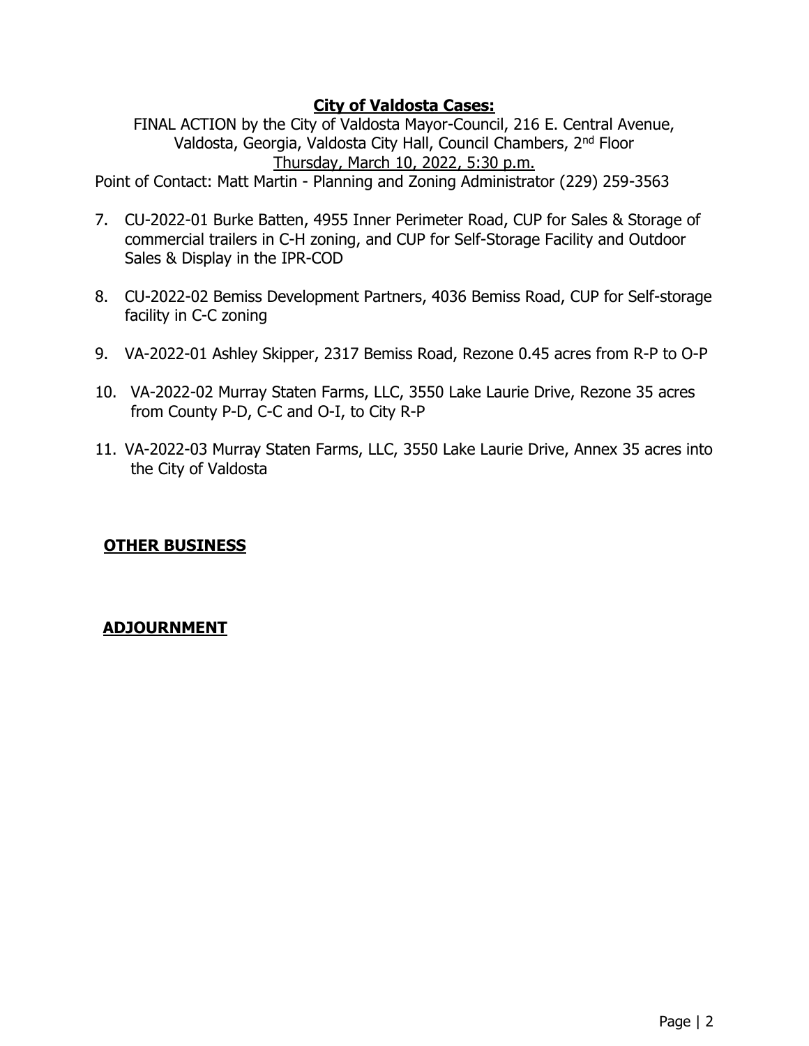## City of Valdosta Cases:

FINAL ACTION by the City of Valdosta Mayor-Council, 216 E. Central Avenue, Valdosta, Georgia, Valdosta City Hall, Council Chambers, 2nd Floor
Thursday, March 10, 2022, 5:30 p.m.

Point of Contact: Matt Martin - Planning and Zoning Administrator (229) 259-3563

7. CU-2022-01 Burke Batten, 4955 Inner Perimeter Road, CUP for Sales & Storage of commercial trailers in C-H zoning, and CUP for Self-Storage Facility and Outdoor Sales & Display in the IPR-COD
8. CU-2022-02 Bemiss Development Partners, 4036 Bemiss Road, CUP for Self-storage facility in C-C zoning
9. VA-2022-01 Ashley Skipper, 2317 Bemiss Road, Rezone 0.45 acres from R-P to O-P
10. VA-2022-02 Murray Staten Farms, LLC, 3550 Lake Laurie Drive, Rezone 35 acres from County P-D, C-C and O-I, to City R-P
11. VA-2022-03 Murray Staten Farms, LLC, 3550 Lake Laurie Drive, Annex 35 acres into the City of Valdosta

## OTHER BUSINESS

## ADJOURNMENT